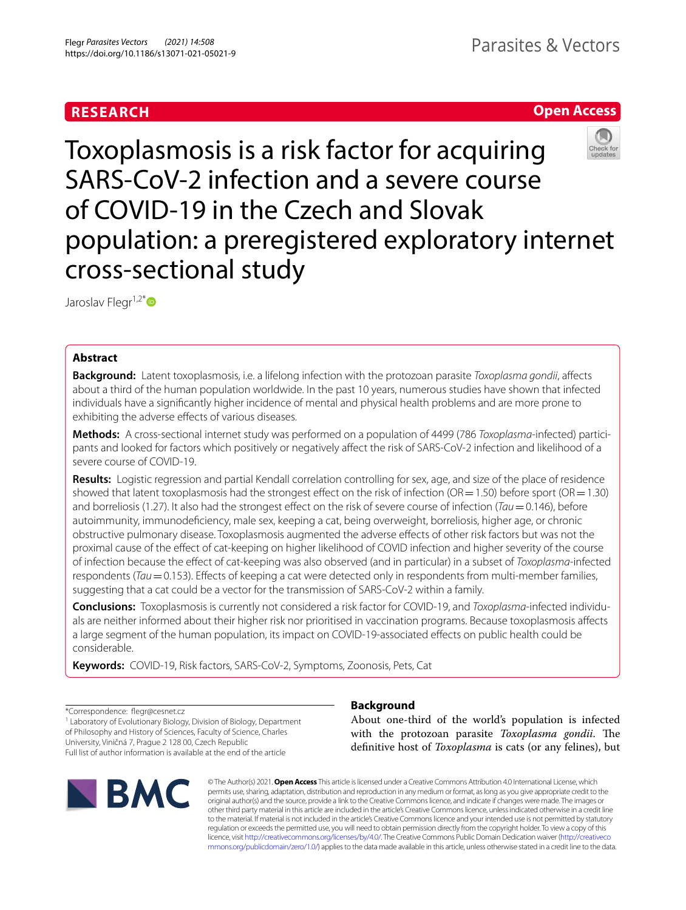RESEARCH

Open Access

# Toxoplasmosis is a risk factor for acquiring SARS-CoV-2 infection and a severe course of COVID-19 in the Czech and Slovak population: a preregistered exploratory internet cross-sectional study

Jaroslav Flegr[1,2*]

## Abstract

**Background:** Latent toxoplasmosis, i.e. a lifelong infection with the protozoan parasite *Toxoplasma gondii*, affects about a third of the human population worldwide. In the past 10 years, numerous studies have shown that infected individuals have a significantly higher incidence of mental and physical health problems and are more prone to exhibiting the adverse effects of various diseases.

**Methods:** A cross-sectional internet study was performed on a population of 4499 (786 *Toxoplasma*-infected) participants and looked for factors which positively or negatively affect the risk of SARS-CoV-2 infection and likelihood of a severe course of COVID-19.

**Results:** Logistic regression and partial Kendall correlation controlling for sex, age, and size of the place of residence showed that latent toxoplasmosis had the strongest effect on the risk of infection (OR = 1.50) before sport (OR = 1.30) and borreliosis (1.27). It also had the strongest effect on the risk of severe course of infection (*Tau* = 0.146), before autoimmunity, immunodeficiency, male sex, keeping a cat, being overweight, borreliosis, higher age, or chronic obstructive pulmonary disease. Toxoplasmosis augmented the adverse effects of other risk factors but was not the proximal cause of the effect of cat-keeping on higher likelihood of COVID infection and higher severity of the course of infection because the effect of cat-keeping was also observed (and in particular) in a subset of *Toxoplasma*-infected respondents (*Tau* = 0.153). Effects of keeping a cat were detected only in respondents from multi-member families, suggesting that a cat could be a vector for the transmission of SARS-CoV-2 within a family.

**Conclusions:** Toxoplasmosis is currently not considered a risk factor for COVID-19, and *Toxoplasma*-infected individuals are neither informed about their higher risk nor prioritised in vaccination programs. Because toxoplasmosis affects a large segment of the human population, its impact on COVID-19-associated effects on public health could be considerable.

**Keywords:** COVID-19, Risk factors, SARS-CoV-2, Symptoms, Zoonosis, Pets, Cat

*Correspondence: flegr@cesnet.cz
[1] Laboratory of Evolutionary Biology, Division of Biology, Department of Philosophy and History of Sciences, Faculty of Science, Charles University, Viničná 7, Prague 2 128 00, Czech Republic
Full list of author information is available at the end of the article

## Background

About one-third of the world's population is infected with the protozoan parasite *Toxoplasma gondii*. The definitive host of *Toxoplasma* is cats (or any felines), but

© The Author(s) 2021. **Open Access** This article is licensed under a Creative Commons Attribution 4.0 International License, which permits use, sharing, adaptation, distribution and reproduction in any medium or format, as long as you give appropriate credit to the original author(s) and the source, provide a link to the Creative Commons licence, and indicate if changes were made. The images or other third party material in this article are included in the article's Creative Commons licence, unless indicated otherwise in a credit line to the material. If material is not included in the article's Creative Commons licence and your intended use is not permitted by statutory regulation or exceeds the permitted use, you will need to obtain permission directly from the copyright holder. To view a copy of this licence, visit http://creativecommons.org/licenses/by/4.0/. The Creative Commons Public Domain Dedication waiver (http://creativecommons.org/publicdomain/zero/1.0/) applies to the data made available in this article, unless otherwise stated in a credit line to the data.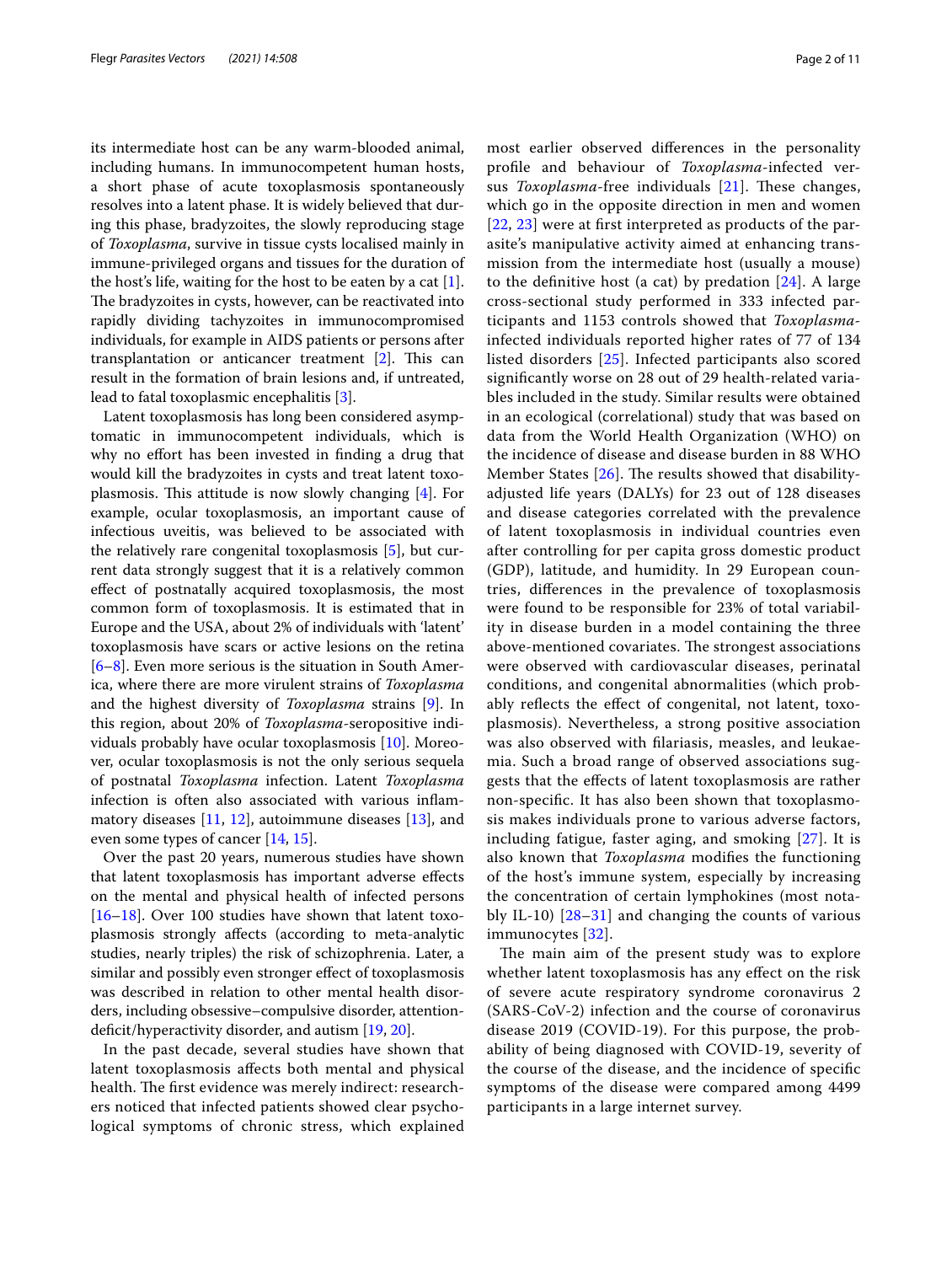its intermediate host can be any warm-blooded animal, including humans. In immunocompetent human hosts, a short phase of acute toxoplasmosis spontaneously resolves into a latent phase. It is widely believed that during this phase, bradyzoites, the slowly reproducing stage of *Toxoplasma*, survive in tissue cysts localised mainly in immune-privileged organs and tissues for the duration of the host's life, waiting for the host to be eaten by a cat [1]. The bradyzoites in cysts, however, can be reactivated into rapidly dividing tachyzoites in immunocompromised individuals, for example in AIDS patients or persons after transplantation or anticancer treatment [2]. This can result in the formation of brain lesions and, if untreated, lead to fatal toxoplasmic encephalitis [3].

Latent toxoplasmosis has long been considered asymptomatic in immunocompetent individuals, which is why no effort has been invested in finding a drug that would kill the bradyzoites in cysts and treat latent toxoplasmosis. This attitude is now slowly changing [4]. For example, ocular toxoplasmosis, an important cause of infectious uveitis, was believed to be associated with the relatively rare congenital toxoplasmosis [5], but current data strongly suggest that it is a relatively common effect of postnatally acquired toxoplasmosis, the most common form of toxoplasmosis. It is estimated that in Europe and the USA, about 2% of individuals with 'latent' toxoplasmosis have scars or active lesions on the retina [6–8]. Even more serious is the situation in South America, where there are more virulent strains of *Toxoplasma* and the highest diversity of *Toxoplasma* strains [9]. In this region, about 20% of *Toxoplasma*-seropositive individuals probably have ocular toxoplasmosis [10]. Moreover, ocular toxoplasmosis is not the only serious sequela of postnatal *Toxoplasma* infection. Latent *Toxoplasma* infection is often also associated with various inflammatory diseases [11, 12], autoimmune diseases [13], and even some types of cancer [14, 15].

Over the past 20 years, numerous studies have shown that latent toxoplasmosis has important adverse effects on the mental and physical health of infected persons [16–18]. Over 100 studies have shown that latent toxoplasmosis strongly affects (according to meta-analytic studies, nearly triples) the risk of schizophrenia. Later, a similar and possibly even stronger effect of toxoplasmosis was described in relation to other mental health disorders, including obsessive–compulsive disorder, attention-deficit/hyperactivity disorder, and autism [19, 20].

In the past decade, several studies have shown that latent toxoplasmosis affects both mental and physical health. The first evidence was merely indirect: researchers noticed that infected patients showed clear psychological symptoms of chronic stress, which explained most earlier observed differences in the personality profile and behaviour of *Toxoplasma*-infected versus *Toxoplasma*-free individuals [21]. These changes, which go in the opposite direction in men and women [22, 23] were at first interpreted as products of the parasite's manipulative activity aimed at enhancing transmission from the intermediate host (usually a mouse) to the definitive host (a cat) by predation [24]. A large cross-sectional study performed in 333 infected participants and 1153 controls showed that *Toxoplasma*-infected individuals reported higher rates of 77 of 134 listed disorders [25]. Infected participants also scored significantly worse on 28 out of 29 health-related variables included in the study. Similar results were obtained in an ecological (correlational) study that was based on data from the World Health Organization (WHO) on the incidence of disease and disease burden in 88 WHO Member States [26]. The results showed that disability-adjusted life years (DALYs) for 23 out of 128 diseases and disease categories correlated with the prevalence of latent toxoplasmosis in individual countries even after controlling for per capita gross domestic product (GDP), latitude, and humidity. In 29 European countries, differences in the prevalence of toxoplasmosis were found to be responsible for 23% of total variability in disease burden in a model containing the three above-mentioned covariates. The strongest associations were observed with cardiovascular diseases, perinatal conditions, and congenital abnormalities (which probably reflects the effect of congenital, not latent, toxoplasmosis). Nevertheless, a strong positive association was also observed with filariasis, measles, and leukaemia. Such a broad range of observed associations suggests that the effects of latent toxoplasmosis are rather non-specific. It has also been shown that toxoplasmosis makes individuals prone to various adverse factors, including fatigue, faster aging, and smoking [27]. It is also known that *Toxoplasma* modifies the functioning of the host's immune system, especially by increasing the concentration of certain lymphokines (most notably IL-10) [28–31] and changing the counts of various immunocytes [32].

The main aim of the present study was to explore whether latent toxoplasmosis has any effect on the risk of severe acute respiratory syndrome coronavirus 2 (SARS-CoV-2) infection and the course of coronavirus disease 2019 (COVID-19). For this purpose, the probability of being diagnosed with COVID-19, severity of the course of the disease, and the incidence of specific symptoms of the disease were compared among 4499 participants in a large internet survey.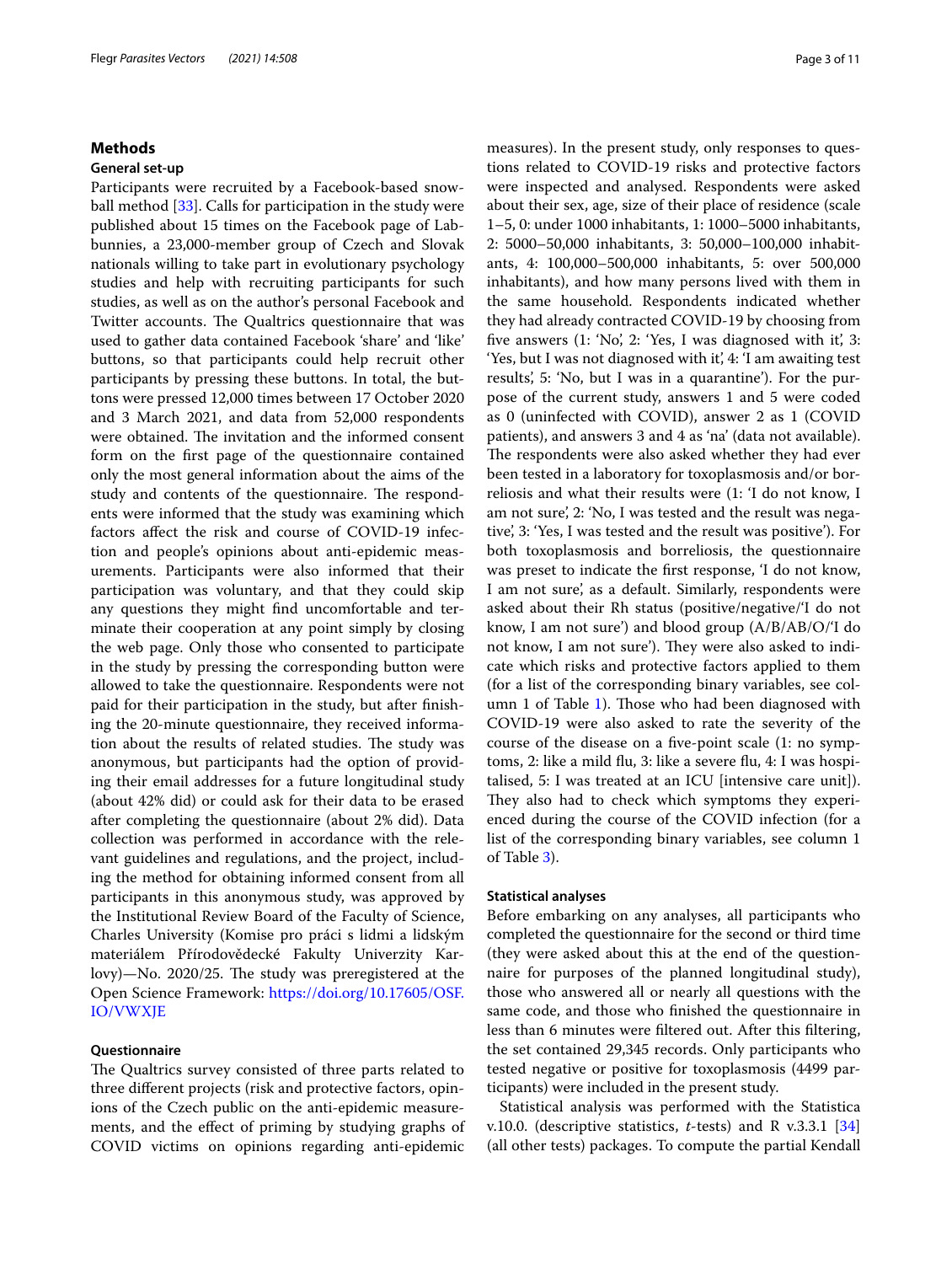## Methods

### General set-up

Participants were recruited by a Facebook-based snowball method [33]. Calls for participation in the study were published about 15 times on the Facebook page of Labbunnies, a 23,000-member group of Czech and Slovak nationals willing to take part in evolutionary psychology studies and help with recruiting participants for such studies, as well as on the author's personal Facebook and Twitter accounts. The Qualtrics questionnaire that was used to gather data contained Facebook 'share' and 'like' buttons, so that participants could help recruit other participants by pressing these buttons. In total, the buttons were pressed 12,000 times between 17 October 2020 and 3 March 2021, and data from 52,000 respondents were obtained. The invitation and the informed consent form on the first page of the questionnaire contained only the most general information about the aims of the study and contents of the questionnaire. The respondents were informed that the study was examining which factors affect the risk and course of COVID-19 infection and people's opinions about anti-epidemic measurements. Participants were also informed that their participation was voluntary, and that they could skip any questions they might find uncomfortable and terminate their cooperation at any point simply by closing the web page. Only those who consented to participate in the study by pressing the corresponding button were allowed to take the questionnaire. Respondents were not paid for their participation in the study, but after finishing the 20-minute questionnaire, they received information about the results of related studies. The study was anonymous, but participants had the option of providing their email addresses for a future longitudinal study (about 42% did) or could ask for their data to be erased after completing the questionnaire (about 2% did). Data collection was performed in accordance with the relevant guidelines and regulations, and the project, including the method for obtaining informed consent from all participants in this anonymous study, was approved by the Institutional Review Board of the Faculty of Science, Charles University (Komise pro práci s lidmi a lidským materiálem Přírodovědecké Fakulty Univerzity Karlovy)—No. 2020/25. The study was preregistered at the Open Science Framework: https://doi.org/10.17605/OSF.IO/VWXJE

### Questionnaire

The Qualtrics survey consisted of three parts related to three different projects (risk and protective factors, opinions of the Czech public on the anti-epidemic measurements, and the effect of priming by studying graphs of COVID victims on opinions regarding anti-epidemic measures). In the present study, only responses to questions related to COVID-19 risks and protective factors were inspected and analysed. Respondents were asked about their sex, age, size of their place of residence (scale 1–5, 0: under 1000 inhabitants, 1: 1000–5000 inhabitants, 2: 5000–50,000 inhabitants, 3: 50,000–100,000 inhabitants, 4: 100,000–500,000 inhabitants, 5: over 500,000 inhabitants), and how many persons lived with them in the same household. Respondents indicated whether they had already contracted COVID-19 by choosing from five answers (1: 'No', 2: 'Yes, I was diagnosed with it', 3: 'Yes, but I was not diagnosed with it', 4: 'I am awaiting test results', 5: 'No, but I was in a quarantine'). For the purpose of the current study, answers 1 and 5 were coded as 0 (uninfected with COVID), answer 2 as 1 (COVID patients), and answers 3 and 4 as 'na' (data not available). The respondents were also asked whether they had ever been tested in a laboratory for toxoplasmosis and/or borreliosis and what their results were (1: 'I do not know, I am not sure', 2: 'No, I was tested and the result was negative', 3: 'Yes, I was tested and the result was positive'). For both toxoplasmosis and borreliosis, the questionnaire was preset to indicate the first response, 'I do not know, I am not sure', as a default. Similarly, respondents were asked about their Rh status (positive/negative/'I do not know, I am not sure') and blood group (A/B/AB/O/'I do not know, I am not sure'). They were also asked to indicate which risks and protective factors applied to them (for a list of the corresponding binary variables, see column 1 of Table 1). Those who had been diagnosed with COVID-19 were also asked to rate the severity of the course of the disease on a five-point scale (1: no symptoms, 2: like a mild flu, 3: like a severe flu, 4: I was hospitalised, 5: I was treated at an ICU [intensive care unit]). They also had to check which symptoms they experienced during the course of the COVID infection (for a list of the corresponding binary variables, see column 1 of Table 3).

### Statistical analyses

Before embarking on any analyses, all participants who completed the questionnaire for the second or third time (they were asked about this at the end of the questionnaire for purposes of the planned longitudinal study), those who answered all or nearly all questions with the same code, and those who finished the questionnaire in less than 6 minutes were filtered out. After this filtering, the set contained 29,345 records. Only participants who tested negative or positive for toxoplasmosis (4499 participants) were included in the present study.

Statistical analysis was performed with the Statistica v.10.0. (descriptive statistics, *t*-tests) and R v.3.3.1 [34] (all other tests) packages. To compute the partial Kendall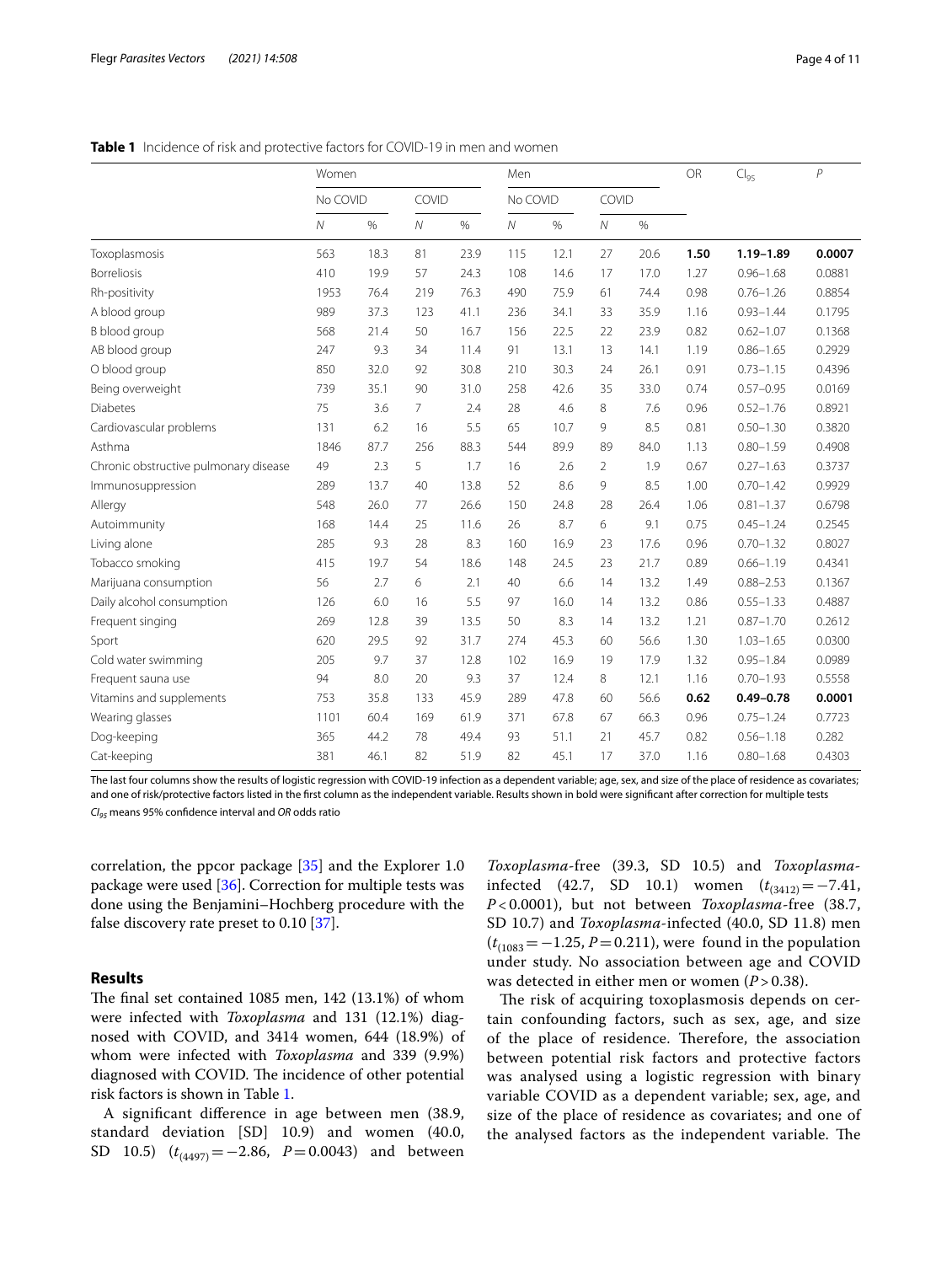**Table 1** Incidence of risk and protective factors for COVID-19 in men and women

| | Women | | | | Men | | | | OR | $CI_{95}$ | $P$ |
|---|---|---|---|---|---|---|---|---|---|---|---|
| | No COVID | | COVID | | No COVID | | COVID | | | | |
| | $N$ | % | $N$ | % | $N$ | % | $N$ | % | | | |
| Toxoplasmosis | 563 | 18.3 | 81 | 23.9 | 115 | 12.1 | 27 | 20.6 | **1.50** | **1.19–1.89** | **0.0007** |
| Borreliosis | 410 | 19.9 | 57 | 24.3 | 108 | 14.6 | 17 | 17.0 | 1.27 | 0.96–1.68 | 0.0881 |
| Rh-positivity | 1953 | 76.4 | 219 | 76.3 | 490 | 75.9 | 61 | 74.4 | 0.98 | 0.76–1.26 | 0.8854 |
| A blood group | 989 | 37.3 | 123 | 41.1 | 236 | 34.1 | 33 | 35.9 | 1.16 | 0.93–1.44 | 0.1795 |
| B blood group | 568 | 21.4 | 50 | 16.7 | 156 | 22.5 | 22 | 23.9 | 0.82 | 0.62–1.07 | 0.1368 |
| AB blood group | 247 | 9.3 | 34 | 11.4 | 91 | 13.1 | 13 | 14.1 | 1.19 | 0.86–1.65 | 0.2929 |
| O blood group | 850 | 32.0 | 92 | 30.8 | 210 | 30.3 | 24 | 26.1 | 0.91 | 0.73–1.15 | 0.4396 |
| Being overweight | 739 | 35.1 | 90 | 31.0 | 258 | 42.6 | 35 | 33.0 | 0.74 | 0.57–0.95 | 0.0169 |
| Diabetes | 75 | 3.6 | 7 | 2.4 | 28 | 4.6 | 8 | 7.6 | 0.96 | 0.52–1.76 | 0.8921 |
| Cardiovascular problems | 131 | 6.2 | 16 | 5.5 | 65 | 10.7 | 9 | 8.5 | 0.81 | 0.50–1.30 | 0.3820 |
| Asthma | 1846 | 87.7 | 256 | 88.3 | 544 | 89.9 | 89 | 84.0 | 1.13 | 0.80–1.59 | 0.4908 |
| Chronic obstructive pulmonary disease | 49 | 2.3 | 5 | 1.7 | 16 | 2.6 | 2 | 1.9 | 0.67 | 0.27–1.63 | 0.3737 |
| Immunosuppression | 289 | 13.7 | 40 | 13.8 | 52 | 8.6 | 9 | 8.5 | 1.00 | 0.70–1.42 | 0.9929 |
| Allergy | 548 | 26.0 | 77 | 26.6 | 150 | 24.8 | 28 | 26.4 | 1.06 | 0.81–1.37 | 0.6798 |
| Autoimmunity | 168 | 14.4 | 25 | 11.6 | 26 | 8.7 | 6 | 9.1 | 0.75 | 0.45–1.24 | 0.2545 |
| Living alone | 285 | 9.3 | 28 | 8.3 | 160 | 16.9 | 23 | 17.6 | 0.96 | 0.70–1.32 | 0.8027 |
| Tobacco smoking | 415 | 19.7 | 54 | 18.6 | 148 | 24.5 | 23 | 21.7 | 0.89 | 0.66–1.19 | 0.4341 |
| Marijuana consumption | 56 | 2.7 | 6 | 2.1 | 40 | 6.6 | 14 | 13.2 | 1.49 | 0.88–2.53 | 0.1367 |
| Daily alcohol consumption | 126 | 6.0 | 16 | 5.5 | 97 | 16.0 | 14 | 13.2 | 0.86 | 0.55–1.33 | 0.4887 |
| Frequent singing | 269 | 12.8 | 39 | 13.5 | 50 | 8.3 | 14 | 13.2 | 1.21 | 0.87–1.70 | 0.2612 |
| Sport | 620 | 29.5 | 92 | 31.7 | 274 | 45.3 | 60 | 56.6 | 1.30 | 1.03–1.65 | 0.0300 |
| Cold water swimming | 205 | 9.7 | 37 | 12.8 | 102 | 16.9 | 19 | 17.9 | 1.32 | 0.95–1.84 | 0.0989 |
| Frequent sauna use | 94 | 8.0 | 20 | 9.3 | 37 | 12.4 | 8 | 12.1 | 1.16 | 0.70–1.93 | 0.5558 |
| Vitamins and supplements | 753 | 35.8 | 133 | 45.9 | 289 | 47.8 | 60 | 56.6 | **0.62** | **0.49–0.78** | **0.0001** |
| Wearing glasses | 1101 | 60.4 | 169 | 61.9 | 371 | 67.8 | 67 | 66.3 | 0.96 | 0.75–1.24 | 0.7723 |
| Dog-keeping | 365 | 44.2 | 78 | 49.4 | 93 | 51.1 | 21 | 45.7 | 0.82 | 0.56–1.18 | 0.282 |
| Cat-keeping | 381 | 46.1 | 82 | 51.9 | 82 | 45.1 | 17 | 37.0 | 1.16 | 0.80–1.68 | 0.4303 |

The last four columns show the results of logistic regression with COVID-19 infection as a dependent variable; age, sex, and size of the place of residence as covariates; and one of risk/protective factors listed in the first column as the independent variable. Results shown in bold were significant after correction for multiple tests

*$CI_{95}$* means 95% confidence interval and *OR* odds ratio

correlation, the ppcor package [35] and the Explorer 1.0 package were used [36]. Correction for multiple tests was done using the Benjamini–Hochberg procedure with the false discovery rate preset to 0.10 [37].

## Results

The final set contained 1085 men, 142 (13.1%) of whom were infected with *Toxoplasma* and 131 (12.1%) diagnosed with COVID, and 3414 women, 644 (18.9%) of whom were infected with *Toxoplasma* and 339 (9.9%) diagnosed with COVID. The incidence of other potential risk factors is shown in Table 1.

A significant difference in age between men (38.9, standard deviation [SD] 10.9) and women (40.0, SD 10.5) ($t_{(4497)} = -2.86$, $P = 0.0043$) and between *Toxoplasma*-free (39.3, SD 10.5) and *Toxoplasma*-infected (42.7, SD 10.1) women ($t_{(3412)} = -7.41$, $P < 0.0001$), but not between *Toxoplasma*-free (38.7, SD 10.7) and *Toxoplasma*-infected (40.0, SD 11.8) men ($t_{(1083)} = -1.25$, $P = 0.211$), were found in the population under study. No association between age and COVID was detected in either men or women ($P > 0.38$).

The risk of acquiring toxoplasmosis depends on certain confounding factors, such as sex, age, and size of the place of residence. Therefore, the association between potential risk factors and protective factors was analysed using a logistic regression with binary variable COVID as a dependent variable; sex, age, and size of the place of residence as covariates; and one of the analysed factors as the independent variable. The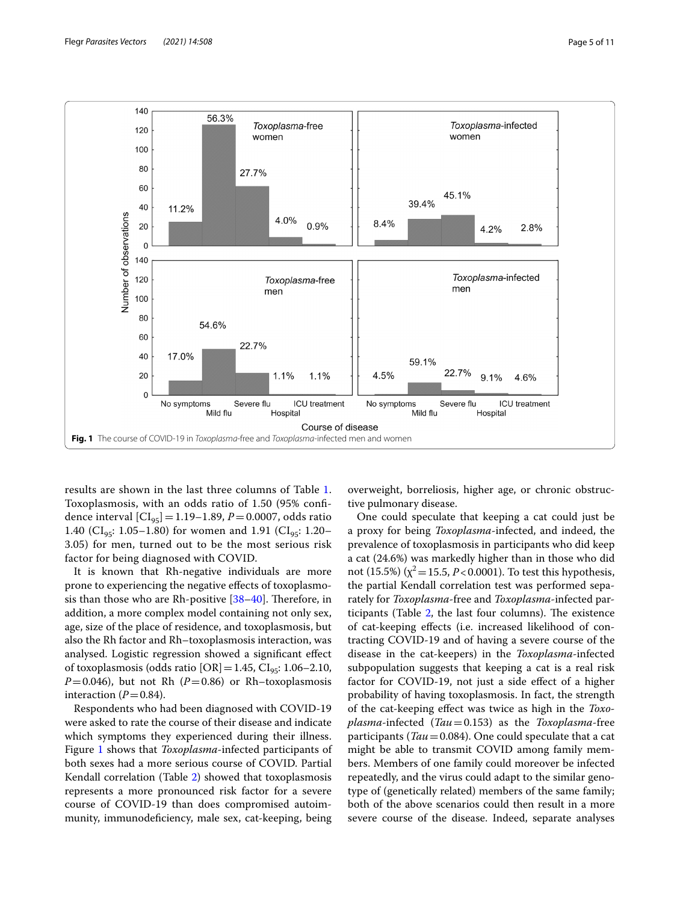Fig. 1 The course of COVID-19 in *Toxoplasma*-free and *Toxoplasma*-infected men and women

results are shown in the last three columns of Table 1. Toxoplasmosis, with an odds ratio of 1.50 (95% confidence interval [$CI_{95}$] = 1.19–1.89, $P$ = 0.0007, odds ratio 1.40 ($CI_{95}$: 1.05–1.80) for women and 1.91 ($CI_{95}$: 1.20–3.05) for men, turned out to be the most serious risk factor for being diagnosed with COVID.

It is known that Rh-negative individuals are more prone to experiencing the negative effects of toxoplasmosis than those who are Rh-positive [38–40]. Therefore, in addition, a more complex model containing not only sex, age, size of the place of residence, and toxoplasmosis, but also the Rh factor and Rh–toxoplasmosis interaction, was analysed. Logistic regression showed a significant effect of toxoplasmosis (odds ratio [OR] = 1.45, $CI_{95}$: 1.06–2.10, $P$ = 0.046), but not Rh ($P$ = 0.86) or Rh–toxoplasmosis interaction ($P$ = 0.84).

Respondents who had been diagnosed with COVID-19 were asked to rate the course of their disease and indicate which symptoms they experienced during their illness. Figure 1 shows that *Toxoplasma*-infected participants of both sexes had a more serious course of COVID. Partial Kendall correlation (Table 2) showed that toxoplasmosis represents a more pronounced risk factor for a severe course of COVID-19 than does compromised autoimmunity, immunodeficiency, male sex, cat-keeping, being overweight, borreliosis, higher age, or chronic obstructive pulmonary disease.

One could speculate that keeping a cat could just be a proxy for being *Toxoplasma*-infected, and indeed, the prevalence of toxoplasmosis in participants who did keep a cat (24.6%) was markedly higher than in those who did not (15.5%) ($\chi^2$ = 15.5, $P$ < 0.0001). To test this hypothesis, the partial Kendall correlation test was performed separately for *Toxoplasma*-free and *Toxoplasma*-infected participants (Table 2, the last four columns). The existence of cat-keeping effects (i.e. increased likelihood of contracting COVID-19 and of having a severe course of the disease in the cat-keepers) in the *Toxoplasma*-infected subpopulation suggests that keeping a cat is a real risk factor for COVID-19, not just a side effect of a higher probability of having toxoplasmosis. In fact, the strength of the cat-keeping effect was twice as high in the *Toxoplasma*-infected (*Tau* = 0.153) as the *Toxoplasma*-free participants (*Tau* = 0.084). One could speculate that a cat might be able to transmit COVID among family members. Members of one family could moreover be infected repeatedly, and the virus could adapt to the similar genotype of (genetically related) members of the same family; both of the above scenarios could then result in a more severe course of the disease. Indeed, separate analyses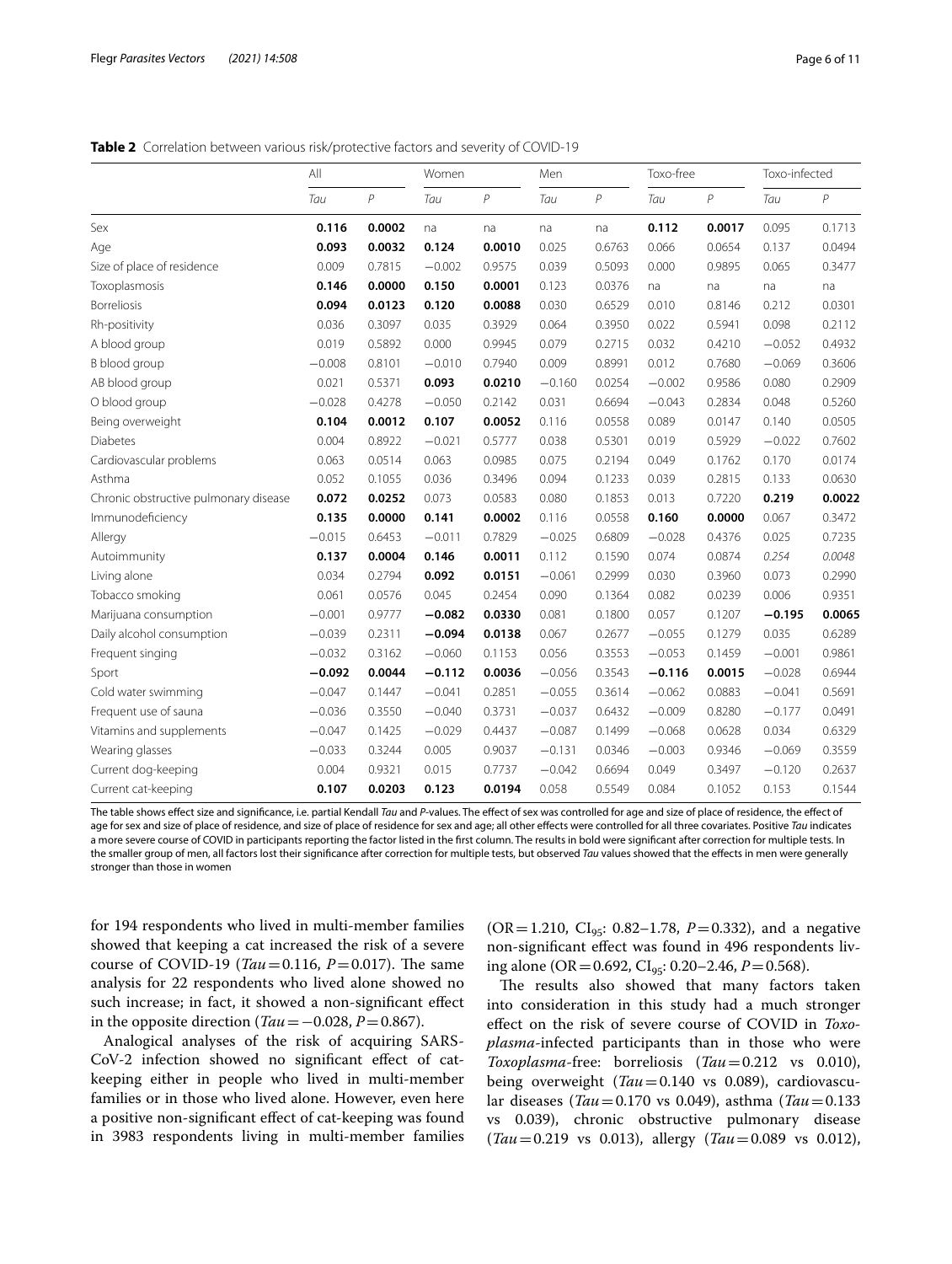**Table 2** Correlation between various risk/protective factors and severity of COVID-19

| | All | | Women | | Men | | Toxo-free | | Toxo-infected | |
|---|---|---|---|---|---|---|---|---|---|---|
| | *Tau* | *P* | *Tau* | *P* | *Tau* | *P* | *Tau* | *P* | *Tau* | *P* |
| Sex | **0.116** | **0.0002** | na | na | na | na | **0.112** | **0.0017** | 0.095 | 0.1713 |
| Age | **0.093** | **0.0032** | **0.124** | **0.0010** | 0.025 | 0.6763 | 0.066 | 0.0654 | 0.137 | 0.0494 |
| Size of place of residence | 0.009 | 0.7815 | −0.002 | 0.9575 | 0.039 | 0.5093 | 0.000 | 0.9895 | 0.065 | 0.3477 |
| Toxoplasmosis | **0.146** | **0.0000** | **0.150** | **0.0001** | 0.123 | 0.0376 | na | na | na | na |
| Borreliosis | **0.094** | **0.0123** | **0.120** | **0.0088** | 0.030 | 0.6529 | 0.010 | 0.8146 | 0.212 | 0.0301 |
| Rh-positivity | 0.036 | 0.3097 | 0.035 | 0.3929 | 0.064 | 0.3950 | 0.022 | 0.5941 | 0.098 | 0.2112 |
| A blood group | 0.019 | 0.5892 | 0.000 | 0.9945 | 0.079 | 0.2715 | 0.032 | 0.4210 | −0.052 | 0.4932 |
| B blood group | −0.008 | 0.8101 | −0.010 | 0.7940 | 0.009 | 0.8991 | 0.012 | 0.7680 | −0.069 | 0.3606 |
| AB blood group | 0.021 | 0.5371 | **0.093** | **0.0210** | −0.160 | 0.0254 | −0.002 | 0.9586 | 0.080 | 0.2909 |
| O blood group | −0.028 | 0.4278 | −0.050 | 0.2142 | 0.031 | 0.6694 | −0.043 | 0.2834 | 0.048 | 0.5260 |
| Being overweight | **0.104** | **0.0012** | **0.107** | **0.0052** | 0.116 | 0.0558 | 0.089 | 0.0147 | 0.140 | 0.0505 |
| Diabetes | 0.004 | 0.8922 | −0.021 | 0.5777 | 0.038 | 0.5301 | 0.019 | 0.5929 | −0.022 | 0.7602 |
| Cardiovascular problems | 0.063 | 0.0514 | 0.063 | 0.0985 | 0.075 | 0.2194 | 0.049 | 0.1762 | 0.170 | 0.0174 |
| Asthma | 0.052 | 0.1055 | 0.036 | 0.3496 | 0.094 | 0.1233 | 0.039 | 0.2815 | 0.133 | 0.0630 |
| Chronic obstructive pulmonary disease | **0.072** | **0.0252** | 0.073 | 0.0583 | 0.080 | 0.1853 | 0.013 | 0.7220 | **0.219** | **0.0022** |
| Immunodeficiency | **0.135** | **0.0000** | **0.141** | **0.0002** | 0.116 | 0.0558 | **0.160** | **0.0000** | 0.067 | 0.3472 |
| Allergy | −0.015 | 0.6453 | −0.011 | 0.7829 | −0.025 | 0.6809 | −0.028 | 0.4376 | 0.025 | 0.7235 |
| Autoimmunity | **0.137** | **0.0004** | **0.146** | **0.0011** | 0.112 | 0.1590 | 0.074 | 0.0874 | *0.254* | *0.0048* |
| Living alone | 0.034 | 0.2794 | **0.092** | **0.0151** | −0.061 | 0.2999 | 0.030 | 0.3960 | 0.073 | 0.2990 |
| Tobacco smoking | 0.061 | 0.0576 | 0.045 | 0.2454 | 0.090 | 0.1364 | 0.082 | 0.0239 | 0.006 | 0.9351 |
| Marijuana consumption | −0.001 | 0.9777 | **−0.082** | **0.0330** | 0.081 | 0.1800 | 0.057 | 0.1207 | **−0.195** | **0.0065** |
| Daily alcohol consumption | −0.039 | 0.2311 | **−0.094** | **0.0138** | 0.067 | 0.2677 | −0.055 | 0.1279 | 0.035 | 0.6289 |
| Frequent singing | −0.032 | 0.3162 | −0.060 | 0.1153 | 0.056 | 0.3553 | −0.053 | 0.1459 | −0.001 | 0.9861 |
| Sport | **−0.092** | **0.0044** | **−0.112** | **0.0036** | −0.056 | 0.3543 | **−0.116** | **0.0015** | −0.028 | 0.6944 |
| Cold water swimming | −0.047 | 0.1447 | −0.041 | 0.2851 | −0.055 | 0.3614 | −0.062 | 0.0883 | −0.041 | 0.5691 |
| Frequent use of sauna | −0.036 | 0.3550 | −0.040 | 0.3731 | −0.037 | 0.6432 | −0.009 | 0.8280 | −0.177 | 0.0491 |
| Vitamins and supplements | −0.047 | 0.1425 | −0.029 | 0.4437 | −0.087 | 0.1499 | −0.068 | 0.0628 | 0.034 | 0.6329 |
| Wearing glasses | −0.033 | 0.3244 | 0.005 | 0.9037 | −0.131 | 0.0346 | −0.003 | 0.9346 | −0.069 | 0.3559 |
| Current dog-keeping | 0.004 | 0.9321 | 0.015 | 0.7737 | −0.042 | 0.6694 | 0.049 | 0.3497 | −0.120 | 0.2637 |
| Current cat-keeping | **0.107** | **0.0203** | **0.123** | **0.0194** | 0.058 | 0.5549 | 0.084 | 0.1052 | 0.153 | 0.1544 |

The table shows effect size and significance, i.e. partial Kendall *Tau* and *P*-values. The effect of sex was controlled for age and size of place of residence, the effect of age for sex and size of place of residence, and size of place of residence for sex and age; all other effects were controlled for all three covariates. Positive *Tau* indicates a more severe course of COVID in participants reporting the factor listed in the first column. The results in bold were significant after correction for multiple tests. In the smaller group of men, all factors lost their significance after correction for multiple tests, but observed *Tau* values showed that the effects in men were generally stronger than those in women

for 194 respondents who lived in multi-member families showed that keeping a cat increased the risk of a severe course of COVID-19 ($Tau = 0.116$, $P = 0.017$). The same analysis for 22 respondents who lived alone showed no such increase; in fact, it showed a non-significant effect in the opposite direction ($Tau = -0.028$, $P = 0.867$).

Analogical analyses of the risk of acquiring SARS-CoV-2 infection showed no significant effect of cat-keeping either in people who lived in multi-member families or in those who lived alone. However, even here a positive non-significant effect of cat-keeping was found in 3983 respondents living in multi-member families ($OR = 1.210$, $CI_{95}$: 0.82–1.78, $P = 0.332$), and a negative non-significant effect was found in 496 respondents living alone ($OR = 0.692$, $CI_{95}$: 0.20–2.46, $P = 0.568$).

The results also showed that many factors taken into consideration in this study had a much stronger effect on the risk of severe course of COVID in *Toxoplasma*-infected participants than in those who were *Toxoplasma*-free: borreliosis ($Tau = 0.212$ vs 0.010), being overweight ($Tau = 0.140$ vs 0.089), cardiovascular diseases ($Tau = 0.170$ vs 0.049), asthma ($Tau = 0.133$ vs 0.039), chronic obstructive pulmonary disease ($Tau = 0.219$ vs 0.013), allergy ($Tau = 0.089$ vs 0.012),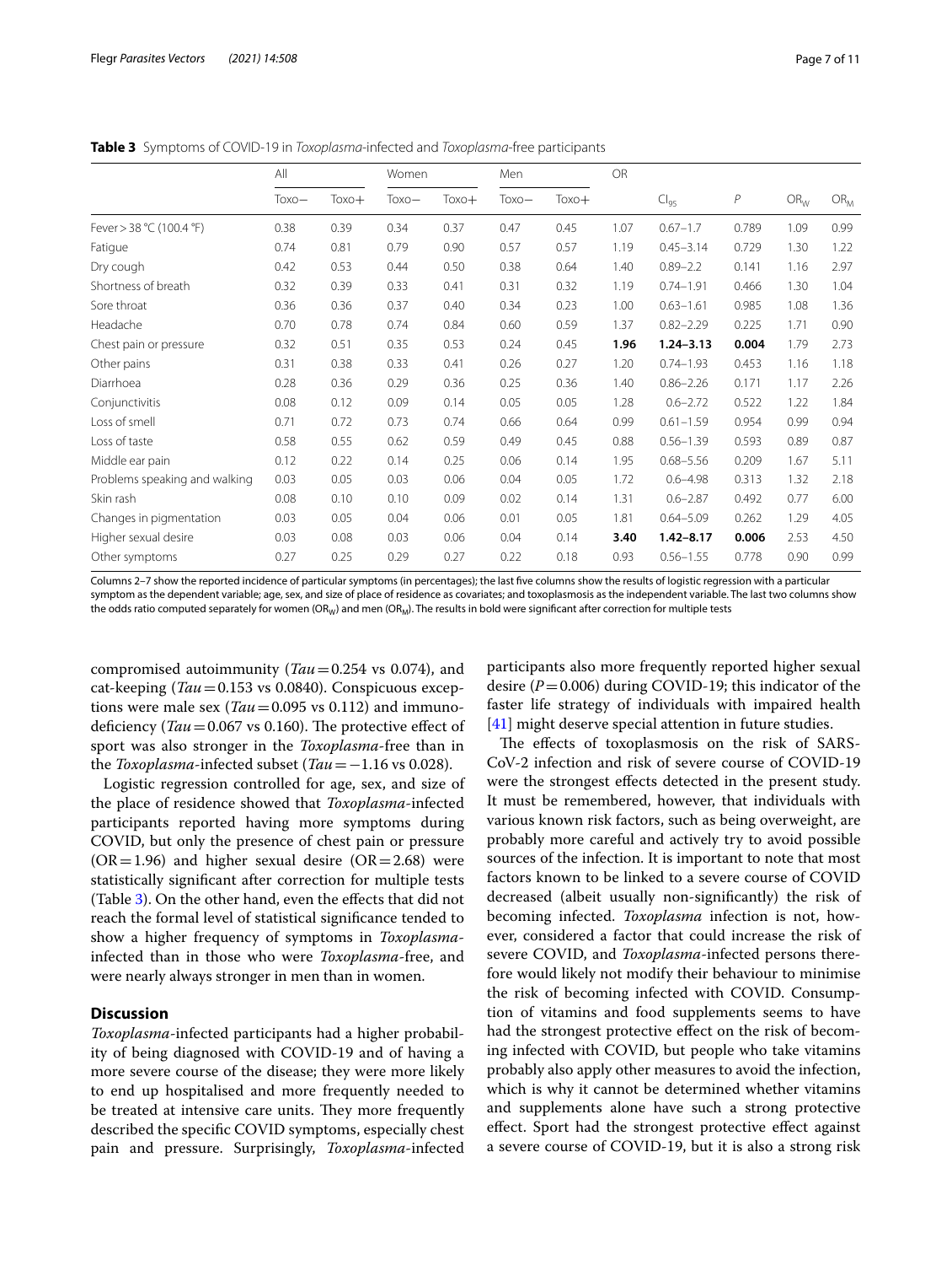**Table 3** Symptoms of COVID-19 in *Toxoplasma*-infected and *Toxoplasma*-free participants

| | All | | Women | | Men | | OR | | | | |
|---|---|---|---|---|---|---|---|---|---|---|---|
| | Toxo− | Toxo+ | Toxo− | Toxo+ | Toxo− | Toxo+ | | $CI_{95}$ | $P$ | $OR_W$ | $OR_M$ |
| Fever > 38 °C (100.4 °F) | 0.38 | 0.39 | 0.34 | 0.37 | 0.47 | 0.45 | 1.07 | 0.67–1.7 | 0.789 | 1.09 | 0.99 |
| Fatigue | 0.74 | 0.81 | 0.79 | 0.90 | 0.57 | 0.57 | 1.19 | 0.45–3.14 | 0.729 | 1.30 | 1.22 |
| Dry cough | 0.42 | 0.53 | 0.44 | 0.50 | 0.38 | 0.64 | 1.40 | 0.89–2.2 | 0.141 | 1.16 | 2.97 |
| Shortness of breath | 0.32 | 0.39 | 0.33 | 0.41 | 0.31 | 0.32 | 1.19 | 0.74–1.91 | 0.466 | 1.30 | 1.04 |
| Sore throat | 0.36 | 0.36 | 0.37 | 0.40 | 0.34 | 0.23 | 1.00 | 0.63–1.61 | 0.985 | 1.08 | 1.36 |
| Headache | 0.70 | 0.78 | 0.74 | 0.84 | 0.60 | 0.59 | 1.37 | 0.82–2.29 | 0.225 | 1.71 | 0.90 |
| Chest pain or pressure | 0.32 | 0.51 | 0.35 | 0.53 | 0.24 | 0.45 | **1.96** | **1.24–3.13** | **0.004** | 1.79 | 2.73 |
| Other pains | 0.31 | 0.38 | 0.33 | 0.41 | 0.26 | 0.27 | 1.20 | 0.74–1.93 | 0.453 | 1.16 | 1.18 |
| Diarrhoea | 0.28 | 0.36 | 0.29 | 0.36 | 0.25 | 0.36 | 1.40 | 0.86–2.26 | 0.171 | 1.17 | 2.26 |
| Conjunctivitis | 0.08 | 0.12 | 0.09 | 0.14 | 0.05 | 0.05 | 1.28 | 0.6–2.72 | 0.522 | 1.22 | 1.84 |
| Loss of smell | 0.71 | 0.72 | 0.73 | 0.74 | 0.66 | 0.64 | 0.99 | 0.61–1.59 | 0.954 | 0.99 | 0.94 |
| Loss of taste | 0.58 | 0.55 | 0.62 | 0.59 | 0.49 | 0.45 | 0.88 | 0.56–1.39 | 0.593 | 0.89 | 0.87 |
| Middle ear pain | 0.12 | 0.22 | 0.14 | 0.25 | 0.06 | 0.14 | 1.95 | 0.68–5.56 | 0.209 | 1.67 | 5.11 |
| Problems speaking and walking | 0.03 | 0.05 | 0.03 | 0.06 | 0.04 | 0.05 | 1.72 | 0.6–4.98 | 0.313 | 1.32 | 2.18 |
| Skin rash | 0.08 | 0.10 | 0.10 | 0.09 | 0.02 | 0.14 | 1.31 | 0.6–2.87 | 0.492 | 0.77 | 6.00 |
| Changes in pigmentation | 0.03 | 0.05 | 0.04 | 0.06 | 0.01 | 0.05 | 1.81 | 0.64–5.09 | 0.262 | 1.29 | 4.05 |
| Higher sexual desire | 0.03 | 0.08 | 0.03 | 0.06 | 0.04 | 0.14 | **3.40** | **1.42–8.17** | **0.006** | 2.53 | 4.50 |
| Other symptoms | 0.27 | 0.25 | 0.29 | 0.27 | 0.22 | 0.18 | 0.93 | 0.56–1.55 | 0.778 | 0.90 | 0.99 |

Columns 2–7 show the reported incidence of particular symptoms (in percentages); the last five columns show the results of logistic regression with a particular symptom as the dependent variable; age, sex, and size of place of residence as covariates; and toxoplasmosis as the independent variable. The last two columns show the odds ratio computed separately for women ($OR_W$) and men ($OR_M$). The results in bold were significant after correction for multiple tests

compromised autoimmunity (*Tau* = 0.254 vs 0.074), and cat-keeping (*Tau* = 0.153 vs 0.0840). Conspicuous exceptions were male sex (*Tau* = 0.095 vs 0.112) and immunodeficiency (*Tau* = 0.067 vs 0.160). The protective effect of sport was also stronger in the *Toxoplasma*-free than in the *Toxoplasma*-infected subset (*Tau* = −1.16 vs 0.028).

Logistic regression controlled for age, sex, and size of the place of residence showed that *Toxoplasma*-infected participants reported having more symptoms during COVID, but only the presence of chest pain or pressure (OR = 1.96) and higher sexual desire (OR = 2.68) were statistically significant after correction for multiple tests (Table 3). On the other hand, even the effects that did not reach the formal level of statistical significance tended to show a higher frequency of symptoms in *Toxoplasma*-infected than in those who were *Toxoplasma*-free, and were nearly always stronger in men than in women.

## Discussion

*Toxoplasma*-infected participants had a higher probability of being diagnosed with COVID-19 and of having a more severe course of the disease; they were more likely to end up hospitalised and more frequently needed to be treated at intensive care units. They more frequently described the specific COVID symptoms, especially chest pain and pressure. Surprisingly, *Toxoplasma*-infected participants also more frequently reported higher sexual desire ($P = 0.006$) during COVID-19; this indicator of the faster life strategy of individuals with impaired health [41] might deserve special attention in future studies.

The effects of toxoplasmosis on the risk of SARS-CoV-2 infection and risk of severe course of COVID-19 were the strongest effects detected in the present study. It must be remembered, however, that individuals with various known risk factors, such as being overweight, are probably more careful and actively try to avoid possible sources of the infection. It is important to note that most factors known to be linked to a severe course of COVID decreased (albeit usually non-significantly) the risk of becoming infected. *Toxoplasma* infection is not, however, considered a factor that could increase the risk of severe COVID, and *Toxoplasma*-infected persons therefore would likely not modify their behaviour to minimise the risk of becoming infected with COVID. Consumption of vitamins and food supplements seems to have had the strongest protective effect on the risk of becoming infected with COVID, but people who take vitamins probably also apply other measures to avoid the infection, which is why it cannot be determined whether vitamins and supplements alone have such a strong protective effect. Sport had the strongest protective effect against a severe course of COVID-19, but it is also a strong risk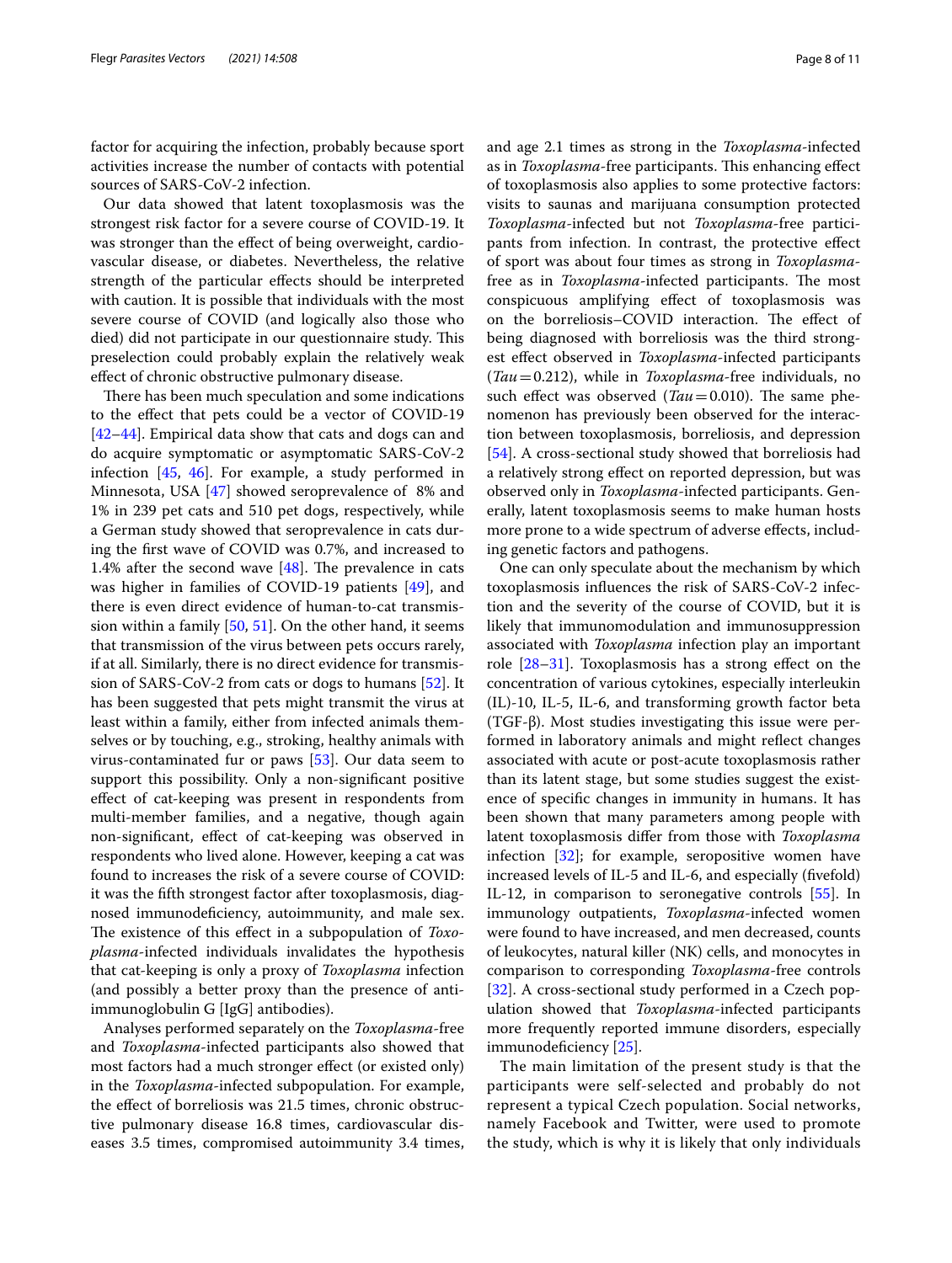factor for acquiring the infection, probably because sport activities increase the number of contacts with potential sources of SARS-CoV-2 infection.

Our data showed that latent toxoplasmosis was the strongest risk factor for a severe course of COVID-19. It was stronger than the effect of being overweight, cardiovascular disease, or diabetes. Nevertheless, the relative strength of the particular effects should be interpreted with caution. It is possible that individuals with the most severe course of COVID (and logically also those who died) did not participate in our questionnaire study. This preselection could probably explain the relatively weak effect of chronic obstructive pulmonary disease.

There has been much speculation and some indications to the effect that pets could be a vector of COVID-19 [42–44]. Empirical data show that cats and dogs can and do acquire symptomatic or asymptomatic SARS-CoV-2 infection [45, 46]. For example, a study performed in Minnesota, USA [47] showed seroprevalence of 8% and 1% in 239 pet cats and 510 pet dogs, respectively, while a German study showed that seroprevalence in cats during the first wave of COVID was 0.7%, and increased to 1.4% after the second wave [48]. The prevalence in cats was higher in families of COVID-19 patients [49], and there is even direct evidence of human-to-cat transmission within a family [50, 51]. On the other hand, it seems that transmission of the virus between pets occurs rarely, if at all. Similarly, there is no direct evidence for transmission of SARS-CoV-2 from cats or dogs to humans [52]. It has been suggested that pets might transmit the virus at least within a family, either from infected animals themselves or by touching, e.g., stroking, healthy animals with virus-contaminated fur or paws [53]. Our data seem to support this possibility. Only a non-significant positive effect of cat-keeping was present in respondents from multi-member families, and a negative, though again non-significant, effect of cat-keeping was observed in respondents who lived alone. However, keeping a cat was found to increases the risk of a severe course of COVID: it was the fifth strongest factor after toxoplasmosis, diagnosed immunodeficiency, autoimmunity, and male sex. The existence of this effect in a subpopulation of *Toxoplasma*-infected individuals invalidates the hypothesis that cat-keeping is only a proxy of *Toxoplasma* infection (and possibly a better proxy than the presence of anti-immunoglobulin G [IgG] antibodies).

Analyses performed separately on the *Toxoplasma*-free and *Toxoplasma*-infected participants also showed that most factors had a much stronger effect (or existed only) in the *Toxoplasma*-infected subpopulation. For example, the effect of borreliosis was 21.5 times, chronic obstructive pulmonary disease 16.8 times, cardiovascular diseases 3.5 times, compromised autoimmunity 3.4 times, and age 2.1 times as strong in the *Toxoplasma*-infected as in *Toxoplasma*-free participants. This enhancing effect of toxoplasmosis also applies to some protective factors: visits to saunas and marijuana consumption protected *Toxoplasma*-infected but not *Toxoplasma*-free participants from infection. In contrast, the protective effect of sport was about four times as strong in *Toxoplasma*-free as in *Toxoplasma*-infected participants. The most conspicuous amplifying effect of toxoplasmosis was on the borreliosis–COVID interaction. The effect of being diagnosed with borreliosis was the third strongest effect observed in *Toxoplasma*-infected participants ($Tau = 0.212$), while in *Toxoplasma*-free individuals, no such effect was observed ($Tau = 0.010$). The same phenomenon has previously been observed for the interaction between toxoplasmosis, borreliosis, and depression [54]. A cross-sectional study showed that borreliosis had a relatively strong effect on reported depression, but was observed only in *Toxoplasma*-infected participants. Generally, latent toxoplasmosis seems to make human hosts more prone to a wide spectrum of adverse effects, including genetic factors and pathogens.

One can only speculate about the mechanism by which toxoplasmosis influences the risk of SARS-CoV-2 infection and the severity of the course of COVID, but it is likely that immunomodulation and immunosuppression associated with *Toxoplasma* infection play an important role [28–31]. Toxoplasmosis has a strong effect on the concentration of various cytokines, especially interleukin (IL)-10, IL-5, IL-6, and transforming growth factor beta (TGF-β). Most studies investigating this issue were performed in laboratory animals and might reflect changes associated with acute or post-acute toxoplasmosis rather than its latent stage, but some studies suggest the existence of specific changes in immunity in humans. It has been shown that many parameters among people with latent toxoplasmosis differ from those with *Toxoplasma* infection [32]; for example, seropositive women have increased levels of IL-5 and IL-6, and especially (fivefold) IL-12, in comparison to seronegative controls [55]. In immunology outpatients, *Toxoplasma*-infected women were found to have increased, and men decreased, counts of leukocytes, natural killer (NK) cells, and monocytes in comparison to corresponding *Toxoplasma*-free controls [32]. A cross-sectional study performed in a Czech population showed that *Toxoplasma*-infected participants more frequently reported immune disorders, especially immunodeficiency [25].

The main limitation of the present study is that the participants were self-selected and probably do not represent a typical Czech population. Social networks, namely Facebook and Twitter, were used to promote the study, which is why it is likely that only individuals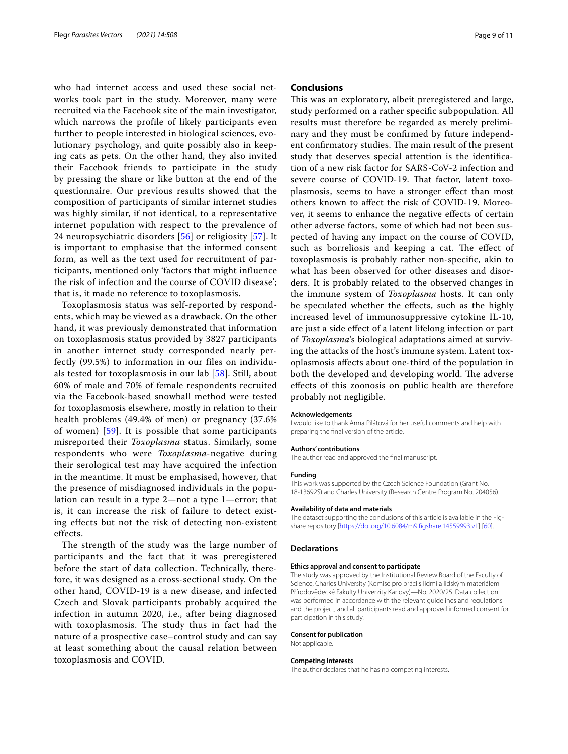who had internet access and used these social networks took part in the study. Moreover, many were recruited via the Facebook site of the main investigator, which narrows the profile of likely participants even further to people interested in biological sciences, evolutionary psychology, and quite possibly also in keeping cats as pets. On the other hand, they also invited their Facebook friends to participate in the study by pressing the share or like button at the end of the questionnaire. Our previous results showed that the composition of participants of similar internet studies was highly similar, if not identical, to a representative internet population with respect to the prevalence of 24 neuropsychiatric disorders [56] or religiosity [57]. It is important to emphasise that the informed consent form, as well as the text used for recruitment of participants, mentioned only 'factors that might influence the risk of infection and the course of COVID disease'; that is, it made no reference to toxoplasmosis.

Toxoplasmosis status was self-reported by respondents, which may be viewed as a drawback. On the other hand, it was previously demonstrated that information on toxoplasmosis status provided by 3827 participants in another internet study corresponded nearly perfectly (99.5%) to information in our files on individuals tested for toxoplasmosis in our lab [58]. Still, about 60% of male and 70% of female respondents recruited via the Facebook-based snowball method were tested for toxoplasmosis elsewhere, mostly in relation to their health problems (49.4% of men) or pregnancy (37.6% of women) [59]. It is possible that some participants misreported their *Toxoplasma* status. Similarly, some respondents who were *Toxoplasma*-negative during their serological test may have acquired the infection in the meantime. It must be emphasised, however, that the presence of misdiagnosed individuals in the population can result in a type 2—not a type 1—error; that is, it can increase the risk of failure to detect existing effects but not the risk of detecting non-existent effects.

The strength of the study was the large number of participants and the fact that it was preregistered before the start of data collection. Technically, therefore, it was designed as a cross-sectional study. On the other hand, COVID-19 is a new disease, and infected Czech and Slovak participants probably acquired the infection in autumn 2020, i.e., after being diagnosed with toxoplasmosis. The study thus in fact had the nature of a prospective case–control study and can say at least something about the causal relation between toxoplasmosis and COVID.

## Conclusions

This was an exploratory, albeit preregistered and large, study performed on a rather specific subpopulation. All results must therefore be regarded as merely preliminary and they must be confirmed by future independent confirmatory studies. The main result of the present study that deserves special attention is the identification of a new risk factor for SARS-CoV-2 infection and severe course of COVID-19. That factor, latent toxoplasmosis, seems to have a stronger effect than most others known to affect the risk of COVID-19. Moreover, it seems to enhance the negative effects of certain other adverse factors, some of which had not been suspected of having any impact on the course of COVID, such as borreliosis and keeping a cat. The effect of toxoplasmosis is probably rather non-specific, akin to what has been observed for other diseases and disorders. It is probably related to the observed changes in the immune system of *Toxoplasma* hosts. It can only be speculated whether the effects, such as the highly increased level of immunosuppressive cytokine IL-10, are just a side effect of a latent lifelong infection or part of *Toxoplasma*'s biological adaptations aimed at surviving the attacks of the host's immune system. Latent toxoplasmosis affects about one-third of the population in both the developed and developing world. The adverse effects of this zoonosis on public health are therefore probably not negligible.

#### Acknowledgements

I would like to thank Anna Pilátová for her useful comments and help with preparing the final version of the article.

#### Authors' contributions

The author read and approved the final manuscript.

#### Funding

This work was supported by the Czech Science Foundation (Grant No. 18-13692S) and Charles University (Research Centre Program No. 204056).

#### Availability of data and materials

The dataset supporting the conclusions of this article is available in the Figshare repository [https://doi.org/10.6084/m9.figshare.14559993.v1] [60].

## Declarations

#### Ethics approval and consent to participate

The study was approved by the Institutional Review Board of the Faculty of Science, Charles University (Komise pro práci s lidmi a lidským materiálem Přírodovědecké Fakulty Univerzity Karlovy)—No. 2020/25. Data collection was performed in accordance with the relevant guidelines and regulations and the project, and all participants read and approved informed consent for participation in this study.

#### Consent for publication

Not applicable.

#### Competing interests

The author declares that he has no competing interests.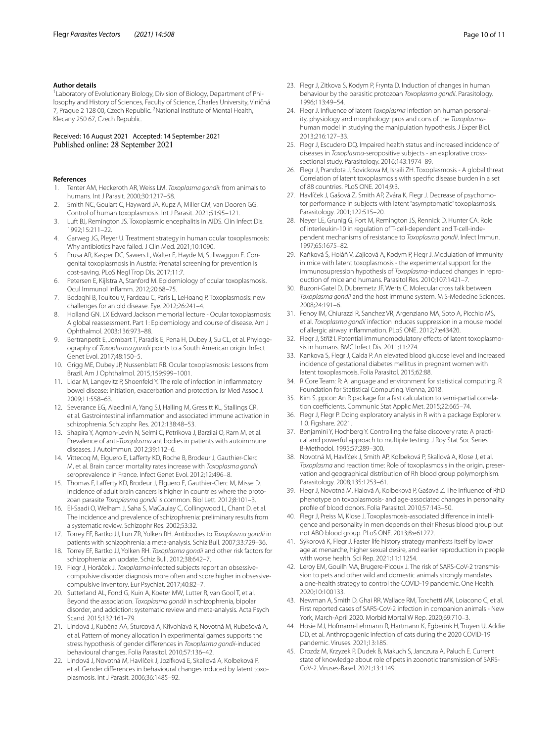**Author details**

[1]Laboratory of Evolutionary Biology, Division of Biology, Department of Philosophy and History of Sciences, Faculty of Science, Charles University, Viničná 7, Prague 2 128 00, Czech Republic. [2]National Institute of Mental Health, Klecany 250 67, Czech Republic.

Received: 16 August 2021 Accepted: 14 September 2021
Published online: 28 September 2021

**References**

1. Tenter AM, Heckeroth AR, Weiss LM. *Toxoplasma gondii*: from animals to humans. Int J Parasit. 2000;30:1217–58.
2. Smith NC, Goulart C, Hayward JA, Kupz A, Miller CM, van Dooren GG. Control of human toxoplasmosis. Int J Parasit. 2021;51:95–121.
3. Luft BJ, Remington JS. Toxoplasmic encephalitis in AIDS. Clin Infect Dis. 1992;15:211–22.
4. Garweg JG, Pleyer U. Treatment strategy in human ocular toxoplasmosis: Why antibiotics have failed. J Clin Med. 2021;10:1090.
5. Prusa AR, Kasper DC, Sawers L, Walter E, Hayde M, Stillwaggon E. Congenital toxoplasmosis in Austria: Prenatal screening for prevention is cost-saving. PLoS Negl Trop Dis. 2017;11:7.
6. Petersen E, Kijlstra A, Stanford M. Epidemiology of ocular toxoplasmosis. Ocul Immunol Inflamm. 2012;20:68–75.
7. Bodaghi B, Touitou V, Fardeau C, Paris L, LeHoang P. Toxoplasmosis: new challenges for an old disease. Eye. 2012;26:241–4.
8. Holland GN. LX Edward Jackson memorial lecture - Ocular toxoplasmosis: A global reassessment. Part 1: Epidemiology and course of disease. Am J Ophthalmol. 2003;136:973–88.
9. Bertranpetit E, Jombart T, Paradis E, Pena H, Dubey J, Su CL, et al. Phylogeography of *Toxoplasma gondii* points to a South American origin. Infect Genet Evol. 2017;48:150–5.
10. Grigg ME, Dubey JP, Nussenblatt RB. Ocular toxoplasmosis: Lessons from Brazil. Am J Ophthalmol. 2015;159:999–1001.
11. Lidar M, Langevitz P, Shoenfeld Y. The role of infection in inflammatory bowel disease: initiation, exacerbation and protection. Isr Med Assoc J. 2009;11:558–63.
12. Severance EG, Alaedini A, Yang SJ, Halling M, Gressitt KL, Stallings CR, et al. Gastrointestinal inflammation and associated immune activation in schizophrenia. Schizophr Res. 2012;138:48–53.
13. Shapira Y, Agmon-Levin N, Selmi C, Petrikova J, Barzilai O, Ram M, et al. Prevalence of anti-*Toxoplasma* antibodies in patients with autoimmune diseases. J Autoimmun. 2012;39:112–6.
14. Vittecoq M, Elguero E, Lafferty KD, Roche B, Brodeur J, Gauthier-Clerc M, et al. Brain cancer mortality rates increase with *Toxoplasma gondii* seroprevalence in France. Infect Genet Evol. 2012;12:496–8.
15. Thomas F, Lafferty KD, Brodeur J, Elguero E, Gauthier-Clerc M, Misse D. Incidence of adult brain cancers is higher in countries where the protozoan parasite *Toxoplasma gondii* is common. Biol Lett. 2012;8:101–3.
16. El-Saadi O, Welham J, Saha S, MaCaulay C, Collingwood L, Chant D, et al. The incidence and prevalence of schizophrenia: preliminary results from a systematic review. Schizophr Res. 2002;53:32.
17. Torrey EF, Bartko JJ, Lun ZR, Yolken RH. Antibodies to *Toxoplasma gondii* in patients with schizophrenia: a meta-analysis. Schiz Bull. 2007;33:729–36.
18. Torrey EF, Bartko JJ, Yolken RH. *Toxoplasma gondii* and other risk factors for schizophrenia: an update. Schiz Bull. 2012;38:642–7.
19. Flegr J, Horáček J. *Toxoplasma*-infected subjects report an obsessive-compulsive disorder diagnosis more often and score higher in obsessive-compulsive inventory. Eur Psychiat. 2017;40:82–7.
20. Sutterland AL, Fond G, Kuin A, Koeter MW, Lutter R, van Gool T, et al. Beyond the association. *Toxoplasma gondii* in schizophrenia, bipolar disorder, and addiction: systematic review and meta-analysis. Acta Psych Scand. 2015;132:161–79.
21. Lindová J, Kuběna AA, Šturcová A, Křivohlavá R, Novotná M, Rubešová A, et al. Pattern of money allocation in experimental games supports the stress hypothesis of gender differences in *Toxoplasma gondii*-induced behavioural changes. Folia Parasitol. 2010;57:136–42.
22. Lindová J, Novotná M, Havlíček J, Jozífková E, Skallová A, Kolbeková P, et al. Gender differences in behavioural changes induced by latent toxoplasmosis. Int J Parasit. 2006;36:1485–92.
23. Flegr J, Zitkova S, Kodym P, Frynta D. Induction of changes in human behaviour by the parasitic protozoan *Toxoplasma gondii*. Parasitology. 1996;113:49–54.
24. Flegr J. Influence of latent *Toxoplasma* infection on human personality, physiology and morphology: pros and cons of the *Toxoplasma*-human model in studying the manipulation hypothesis. J Exper Biol. 2013;216:127–33.
25. Flegr J, Escudero DQ. Impaired health status and increased incidence of diseases in *Toxoplasma*-seropositive subjects - an explorative cross-sectional study. Parasitology. 2016;143:1974–89.
26. Flegr J, Prandota J, Sovickova M, Israili ZH. Toxoplasmosis - A global threat Correlation of latent toxoplasmosis with specific disease burden in a set of 88 countries. PLoS ONE. 2014;9:3.
27. Havlíček J, Gašová Z, Smith AP, Zvára K, Flegr J. Decrease of psychomotor performance in subjects with latent "asymptomatic" toxoplasmosis. Parasitology. 2001;122:515–20.
28. Neyer LE, Grunig G, Fort M, Remington JS, Rennick D, Hunter CA. Role of interleukin-10 in regulation of T-cell-dependent and T-cell-independent mechanisms of resistance to *Toxoplasma gondii*. Infect Immun. 1997;65:1675–82.
29. Kaňková Š, Holáň V, Zajícová A, Kodym P, Flegr J. Modulation of immunity in mice with latent toxoplasmosis - the experimental support for the immunosupression hypothesis of *Toxoplasma*-induced changes in reproduction of mice and humans. Parasitol Res. 2010;107:1421–7.
30. Buzoni-Gatel D, Dubremetz JF, Werts C. Molecular cross talk between *Toxoplasma gondii* and the host immune system. M S-Medecine Sciences. 2008;24:191–6.
31. Fenoy IM, Chiurazzi R, Sanchez VR, Argenziano MA, Soto A, Picchio MS, et al. *Toxoplasma gondii* infection induces suppression in a mouse model of allergic airway inflammation. PLoS ONE. 2012;7:e43420.
32. Flegr J, Stříž I. Potential immunomodulatory effects of latent toxoplasmosis in humans. BMC Infect Dis. 2011;11:274.
33. Kankova S, Flegr J, Calda P. An elevated blood glucose level and increased incidence of gestational diabetes mellitus in pregnant women with latent toxoplasmosis. Folia Parasitol. 2015;62:88.
34. R Core Team: R: A language and environment for statistical computing. R Foundation for Statistical Computing. Vienna, 2018.
35. Kim S. ppcor: An R package for a fast calculation to semi-partial correlation coefficients. Commun Stat Applic Met. 2015;22:665–74.
36. Flegr J, Flegr P. Doing exploratory analysis in R with a package Explorer v. 1.0. Figshare. 2021.
37. Benjamini Y, Hochberg Y. Controlling the false discovery rate: A practical and powerful approach to multiple testing. J Roy Stat Soc Series B-Methodol. 1995;57:289–300.
38. Novotná M, Havlíček J, Smith AP, Kolbeková P, Skallová A, Klose J, et al. *Toxoplasma* and reaction time: Role of toxoplasmosis in the origin, preservation and geographical distribution of Rh blood group polymorphism. Parasitology. 2008;135:1253–61.
39. Flegr J, Novotná M, Fialová A, Kolbeková P, Gašová Z. The influence of RhD phenotype on toxoplasmosis- and age-associated changes in personality profile of blood donors. Folia Parasitol. 2010;57:143–50.
40. Flegr J, Preiss M, Klose J. Toxoplasmosis-associated difference in intelligence and personality in men depends on their Rhesus blood group but not ABO blood group. PLoS ONE. 2013;8:e61272.
41. Sýkorová K, Flegr J. Faster life history strategy manifests itself by lower age at menarche, higher sexual desire, and earlier reproduction in people with worse health. Sci Rep. 2021;11:11254.
42. Leroy EM, Gouilh MA, Brugere-Picoux J. The risk of SARS-CoV-2 transmission to pets and other wild and domestic animals strongly mandates a one-health strategy to control the COVID-19 pandemic. One Health. 2020;10:100133.
43. Newman A, Smith D, Ghai RR, Wallace RM, Torchetti MK, Loiacono C, et al. First reported cases of SARS-CoV-2 infection in companion animals - New York, March-April 2020. Morbid Mortal W Rep. 2020;69:710–3.
44. Hosie MJ, Hofmann-Lehmann R, Hartmann K, Egberink H, Truyen U, Addie DD, et al. Anthropogenic infection of cats during the 2020 COVID-19 pandemic. Viruses. 2021;13:185.
45. Drozdz M, Krzyzek P, Dudek B, Makuch S, Janczura A, Paluch E. Current state of knowledge about role of pets in zoonotic transmission of SARS-CoV-2. Viruses-Basel. 2021;13:1149.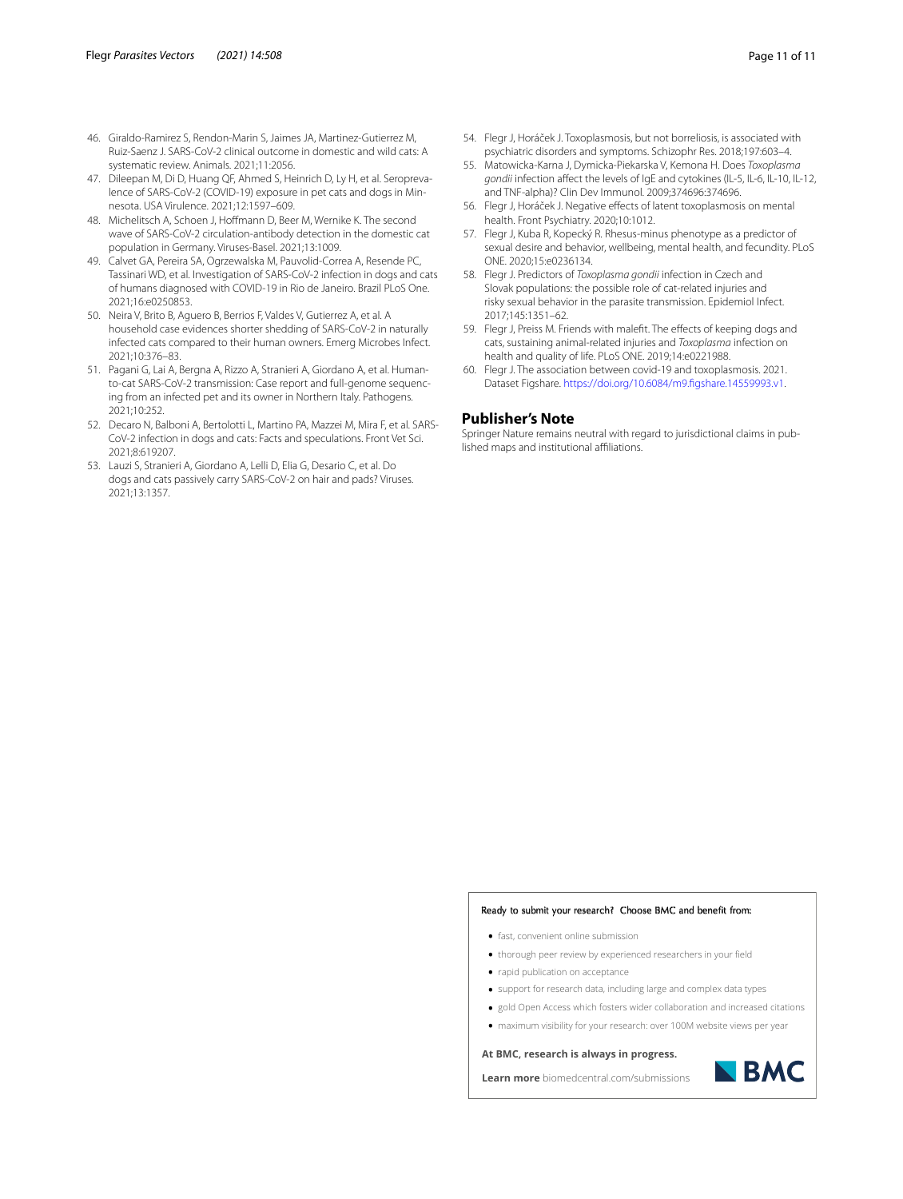46. Giraldo-Ramirez S, Rendon-Marin S, Jaimes JA, Martinez-Gutierrez M, Ruiz-Saenz J. SARS-CoV-2 clinical outcome in domestic and wild cats: A systematic review. Animals. 2021;11:2056.
47. Dileepan M, Di D, Huang QF, Ahmed S, Heinrich D, Ly H, et al. Seroprevalence of SARS-CoV-2 (COVID-19) exposure in pet cats and dogs in Minnesota. USA Virulence. 2021;12:1597–609.
48. Michelitsch A, Schoen J, Hoffmann D, Beer M, Wernike K. The second wave of SARS-CoV-2 circulation-antibody detection in the domestic cat population in Germany. Viruses-Basel. 2021;13:1009.
49. Calvet GA, Pereira SA, Ogrzewalska M, Pauvolid-Correa A, Resende PC, Tassinari WD, et al. Investigation of SARS-CoV-2 infection in dogs and cats of humans diagnosed with COVID-19 in Rio de Janeiro. Brazil PLoS One. 2021;16:e0250853.
50. Neira V, Brito B, Aguero B, Berrios F, Valdes V, Gutierrez A, et al. A household case evidences shorter shedding of SARS-CoV-2 in naturally infected cats compared to their human owners. Emerg Microbes Infect. 2021;10:376–83.
51. Pagani G, Lai A, Bergna A, Rizzo A, Stranieri A, Giordano A, et al. Human-to-cat SARS-CoV-2 transmission: Case report and full-genome sequencing from an infected pet and its owner in Northern Italy. Pathogens. 2021;10:252.
52. Decaro N, Balboni A, Bertolotti L, Martino PA, Mazzei M, Mira F, et al. SARS-CoV-2 infection in dogs and cats: Facts and speculations. Front Vet Sci. 2021;8:619207.
53. Lauzi S, Stranieri A, Giordano A, Lelli D, Elia G, Desario C, et al. Do dogs and cats passively carry SARS-CoV-2 on hair and pads? Viruses. 2021;13:1357.
54. Flegr J, Horáček J. Toxoplasmosis, but not borreliosis, is associated with psychiatric disorders and symptoms. Schizophr Res. 2018;197:603–4.
55. Matowicka-Karna J, Dymicka-Piekarska V, Kemona H. Does *Toxoplasma gondii* infection affect the levels of IgE and cytokines (IL-5, IL-6, IL-10, IL-12, and TNF-alpha)? Clin Dev Immunol. 2009;374696:374696.
56. Flegr J, Horáček J. Negative effects of latent toxoplasmosis on mental health. Front Psychiatry. 2020;10:1012.
57. Flegr J, Kuba R, Kopecký R. Rhesus-minus phenotype as a predictor of sexual desire and behavior, wellbeing, mental health, and fecundity. PLoS ONE. 2020;15:e0236134.
58. Flegr J. Predictors of *Toxoplasma gondii* infection in Czech and Slovak populations: the possible role of cat-related injuries and risky sexual behavior in the parasite transmission. Epidemiol Infect. 2017;145:1351–62.
59. Flegr J, Preiss M. Friends with malefit. The effects of keeping dogs and cats, sustaining animal-related injuries and *Toxoplasma* infection on health and quality of life. PLoS ONE. 2019;14:e0221988.
60. Flegr J. The association between covid-19 and toxoplasmosis. 2021. Dataset Figshare. https://doi.org/10.6084/m9.figshare.14559993.v1.

## Publisher's Note

Springer Nature remains neutral with regard to jurisdictional claims in published maps and institutional affiliations.

Ready to submit your research? Choose BMC and benefit from:

- fast, convenient online submission
- thorough peer review by experienced researchers in your field
- rapid publication on acceptance
- support for research data, including large and complex data types
- gold Open Access which fosters wider collaboration and increased citations
- maximum visibility for your research: over 100M website views per year

**At BMC, research is always in progress.**

**Learn more** biomedcentral.com/submissions

BMC